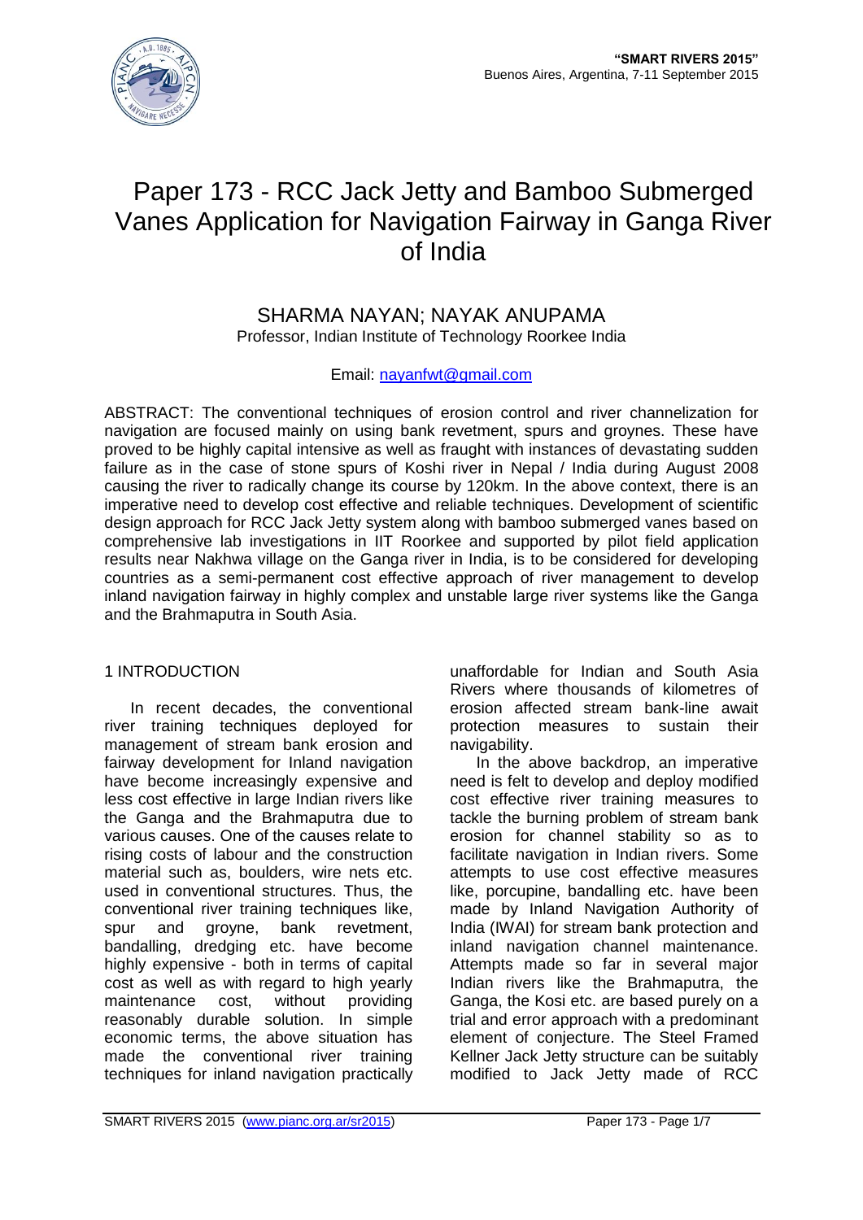# Paper 173 - RCC Jack Jetty and Bamboo Submerged Vanes Application for Navigation Fairway in Ganga River of India

SHARMA NAYAN; NAYAK ANUPAMA
Professor, Indian Institute of Technology Roorkee India

Email: nayanfwt@gmail.com

ABSTRACT: The conventional techniques of erosion control and river channelization for navigation are focused mainly on using bank revetment, spurs and groynes. These have proved to be highly capital intensive as well as fraught with instances of devastating sudden failure as in the case of stone spurs of Koshi river in Nepal / India during August 2008 causing the river to radically change its course by 120km. In the above context, there is an imperative need to develop cost effective and reliable techniques. Development of scientific design approach for RCC Jack Jetty system along with bamboo submerged vanes based on comprehensive lab investigations in IIT Roorkee and supported by pilot field application results near Nakhwa village on the Ganga river in India, is to be considered for developing countries as a semi-permanent cost effective approach of river management to develop inland navigation fairway in highly complex and unstable large river systems like the Ganga and the Brahmaputra in South Asia.

## 1 INTRODUCTION

In recent decades, the conventional river training techniques deployed for management of stream bank erosion and fairway development for Inland navigation have become increasingly expensive and less cost effective in large Indian rivers like the Ganga and the Brahmaputra due to various causes. One of the causes relate to rising costs of labour and the construction material such as, boulders, wire nets etc. used in conventional structures. Thus, the conventional river training techniques like, spur and groyne, bank revetment, bandalling, dredging etc. have become highly expensive - both in terms of capital cost as well as with regard to high yearly maintenance cost, without providing reasonably durable solution. In simple economic terms, the above situation has made the conventional river training techniques for inland navigation practically unaffordable for Indian and South Asia Rivers where thousands of kilometres of erosion affected stream bank-line await protection measures to sustain their navigability.

In the above backdrop, an imperative need is felt to develop and deploy modified cost effective river training measures to tackle the burning problem of stream bank erosion for channel stability so as to facilitate navigation in Indian rivers. Some attempts to use cost effective measures like, porcupine, bandalling etc. have been made by Inland Navigation Authority of India (IWAI) for stream bank protection and inland navigation channel maintenance. Attempts made so far in several major Indian rivers like the Brahmaputra, the Ganga, the Kosi etc. are based purely on a trial and error approach with a predominant element of conjecture. The Steel Framed Kellner Jack Jetty structure can be suitably modified to Jack Jetty made of RCC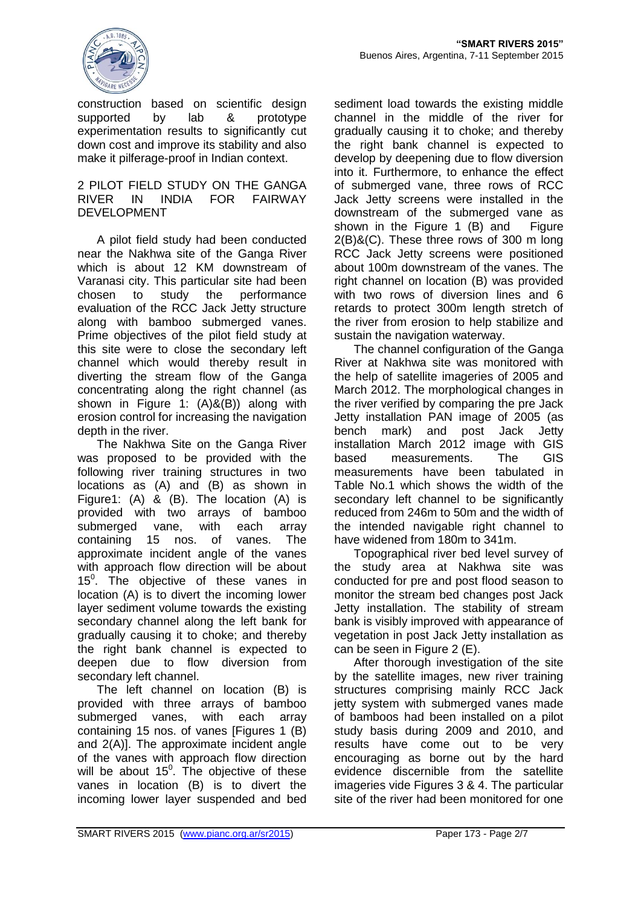construction based on scientific design supported by lab & prototype experimentation results to significantly cut down cost and improve its stability and also make it pilferage-proof in Indian context.

## 2 PILOT FIELD STUDY ON THE GANGA RIVER IN INDIA FOR FAIRWAY DEVELOPMENT

A pilot field study had been conducted near the Nakhwa site of the Ganga River which is about 12 KM downstream of Varanasi city. This particular site had been chosen to study the performance evaluation of the RCC Jack Jetty structure along with bamboo submerged vanes. Prime objectives of the pilot field study at this site were to close the secondary left channel which would thereby result in diverting the stream flow of the Ganga concentrating along the right channel (as shown in Figure 1: (A)&(B)) along with erosion control for increasing the navigation depth in the river.

The Nakhwa Site on the Ganga River was proposed to be provided with the following river training structures in two locations as (A) and (B) as shown in Figure1: (A) & (B). The location (A) is provided with two arrays of bamboo submerged vane, with each array containing 15 nos. of vanes. The approximate incident angle of the vanes with approach flow direction will be about $15^0$. The objective of these vanes in location (A) is to divert the incoming lower layer sediment volume towards the existing secondary channel along the left bank for gradually causing it to choke; and thereby the right bank channel is expected to deepen due to flow diversion from secondary left channel.

The left channel on location (B) is provided with three arrays of bamboo submerged vanes, with each array containing 15 nos. of vanes [Figures 1 (B) and 2(A)]. The approximate incident angle of the vanes with approach flow direction will be about $15^0$. The objective of these vanes in location (B) is to divert the incoming lower layer suspended and bed sediment load towards the existing middle channel in the middle of the river for gradually causing it to choke; and thereby the right bank channel is expected to develop by deepening due to flow diversion into it. Furthermore, to enhance the effect of submerged vane, three rows of RCC Jack Jetty screens were installed in the downstream of the submerged vane as shown in the Figure 1 (B) and Figure 2(B)&(C). These three rows of 300 m long RCC Jack Jetty screens were positioned about 100m downstream of the vanes. The right channel on location (B) was provided with two rows of diversion lines and 6 retards to protect 300m length stretch of the river from erosion to help stabilize and sustain the navigation waterway.

The channel configuration of the Ganga River at Nakhwa site was monitored with the help of satellite imageries of 2005 and March 2012. The morphological changes in the river verified by comparing the pre Jack Jetty installation PAN image of 2005 (as bench mark) and post Jack Jetty installation March 2012 image with GIS based measurements. The GIS measurements have been tabulated in Table No.1 which shows the width of the secondary left channel to be significantly reduced from 246m to 50m and the width of the intended navigable right channel to have widened from 180m to 341m.

Topographical river bed level survey of the study area at Nakhwa site was conducted for pre and post flood season to monitor the stream bed changes post Jack Jetty installation. The stability of stream bank is visibly improved with appearance of vegetation in post Jack Jetty installation as can be seen in Figure 2 (E).

After thorough investigation of the site by the satellite images, new river training structures comprising mainly RCC Jack jetty system with submerged vanes made of bamboos had been installed on a pilot study basis during 2009 and 2010, and results have come out to be very encouraging as borne out by the hard evidence discernible from the satellite imageries vide Figures 3 & 4. The particular site of the river had been monitored for one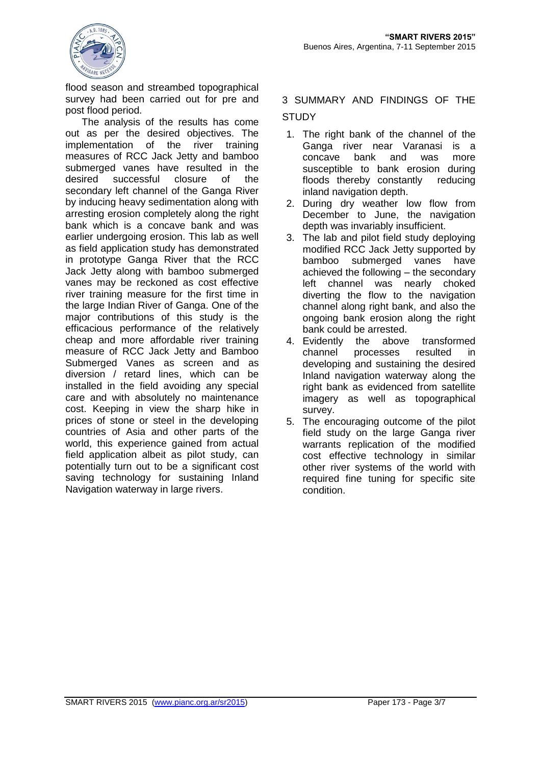flood season and streambed topographical survey had been carried out for pre and post flood period.

The analysis of the results has come out as per the desired objectives. The implementation of the river training measures of RCC Jack Jetty and bamboo submerged vanes have resulted in the desired successful closure of the secondary left channel of the Ganga River by inducing heavy sedimentation along with arresting erosion completely along the right bank which is a concave bank and was earlier undergoing erosion. This lab as well as field application study has demonstrated in prototype Ganga River that the RCC Jack Jetty along with bamboo submerged vanes may be reckoned as cost effective river training measure for the first time in the large Indian River of Ganga. One of the major contributions of this study is the efficacious performance of the relatively cheap and more affordable river training measure of RCC Jack Jetty and Bamboo Submerged Vanes as screen and as diversion / retard lines, which can be installed in the field avoiding any special care and with absolutely no maintenance cost. Keeping in view the sharp hike in prices of stone or steel in the developing countries of Asia and other parts of the world, this experience gained from actual field application albeit as pilot study, can potentially turn out to be a significant cost saving technology for sustaining Inland Navigation waterway in large rivers.

## 3 SUMMARY AND FINDINGS OF THE STUDY

1. The right bank of the channel of the Ganga river near Varanasi is a concave bank and was more susceptible to bank erosion during floods thereby constantly reducing inland navigation depth.
2. During dry weather low flow from December to June, the navigation depth was invariably insufficient.
3. The lab and pilot field study deploying modified RCC Jack Jetty supported by bamboo submerged vanes have achieved the following – the secondary left channel was nearly choked diverting the flow to the navigation channel along right bank, and also the ongoing bank erosion along the right bank could be arrested.
4. Evidently the above transformed channel processes resulted in developing and sustaining the desired Inland navigation waterway along the right bank as evidenced from satellite imagery as well as topographical survey.
5. The encouraging outcome of the pilot field study on the large Ganga river warrants replication of the modified cost effective technology in similar other river systems of the world with required fine tuning for specific site condition.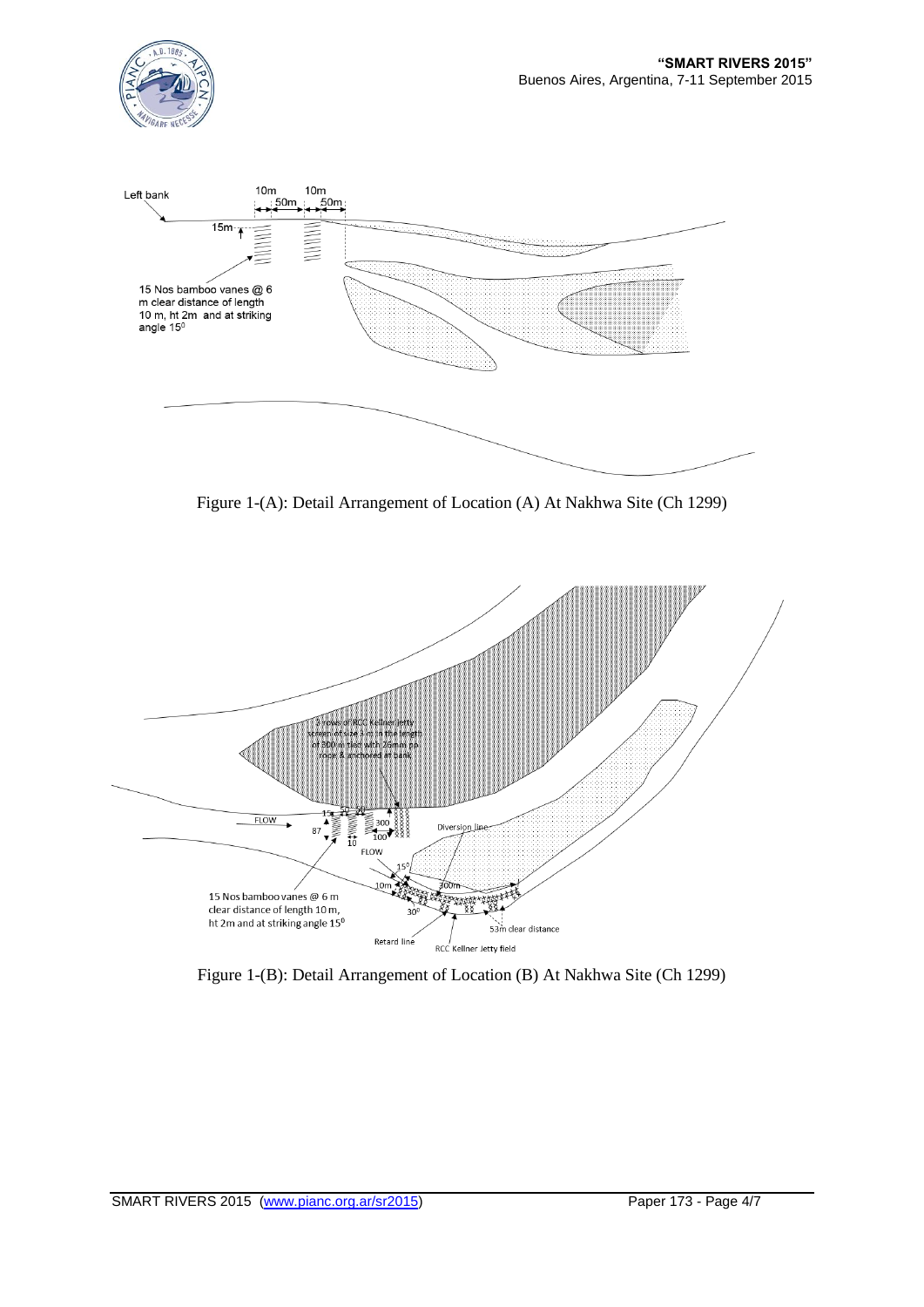Left bank

10m 10m

50m 50m

15m

15 Nos bamboo vanes @ 6 m clear distance of length 10 m, ht 2m and at striking angle 15$^0$

Figure 1-(A): Detail Arrangement of Location (A) At Nakhwa Site (Ch 1299)

3 rows of RCC Kellner Jetty screen of size 3 m in the length of 300 m tied with 26mm pp rope & anchored at bank

FLOW

87

10

300

100

FLOW

Diversion line

15$^0$

10m

300m

30$^0$

53m clear distance

15 Nos bamboo vanes @ 6 m clear distance of length 10 m, ht 2m and at striking angle 15$^0$

Retard line

RCC Kellner Jetty field

Figure 1-(B): Detail Arrangement of Location (B) At Nakhwa Site (Ch 1299)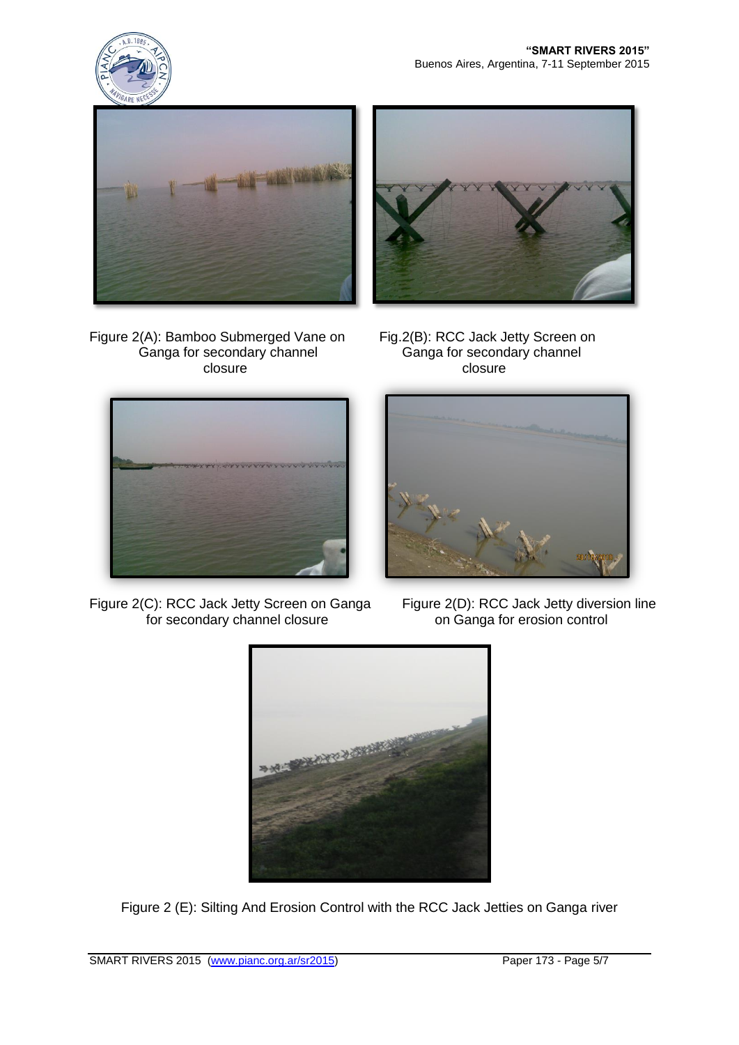Figure 2(A): Bamboo Submerged Vane on Ganga for secondary channel closure

Fig.2(B): RCC Jack Jetty Screen on Ganga for secondary channel closure

Figure 2(C): RCC Jack Jetty Screen on Ganga for secondary channel closure

Figure 2(D): RCC Jack Jetty diversion line on Ganga for erosion control

Figure 2 (E): Silting And Erosion Control with the RCC Jack Jetties on Ganga river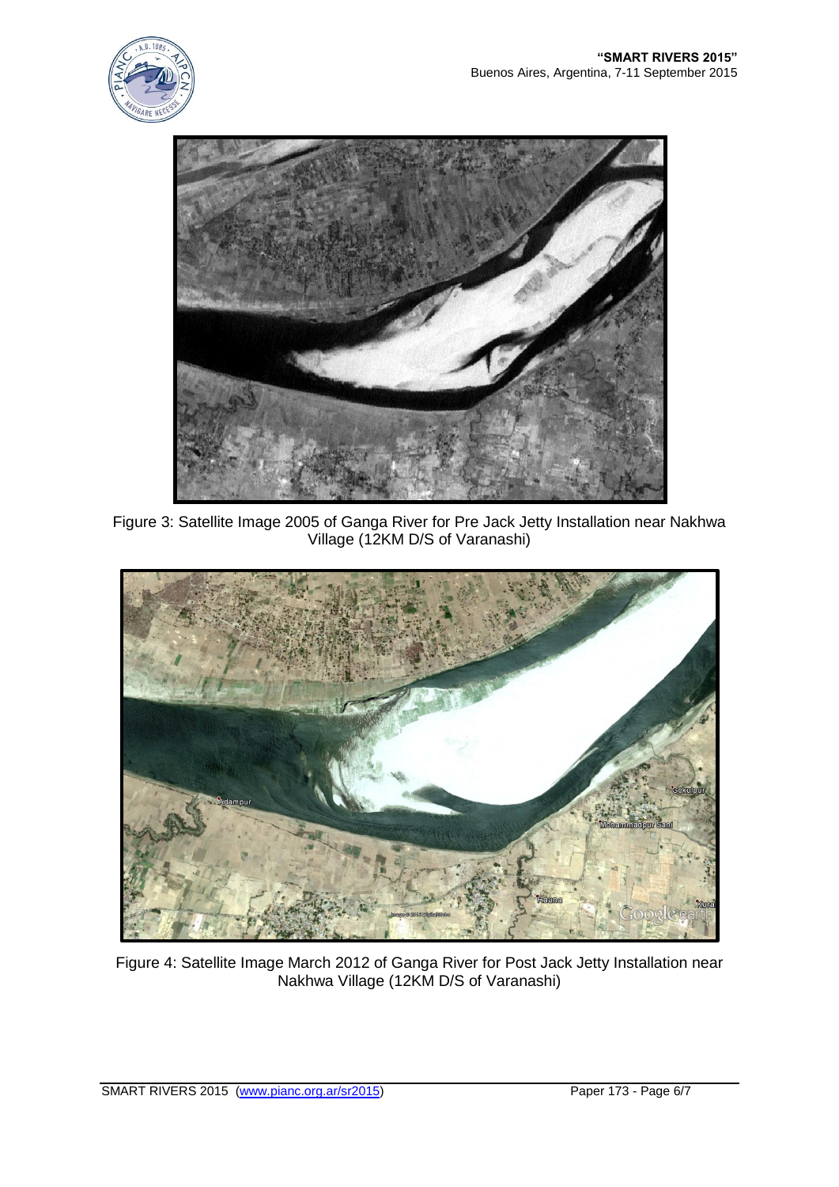Figure 3: Satellite Image 2005 of Ganga River for Pre Jack Jetty Installation near Nakhwa Village (12KM D/S of Varanashi)

Figure 4: Satellite Image March 2012 of Ganga River for Post Jack Jetty Installation near Nakhwa Village (12KM D/S of Varanashi)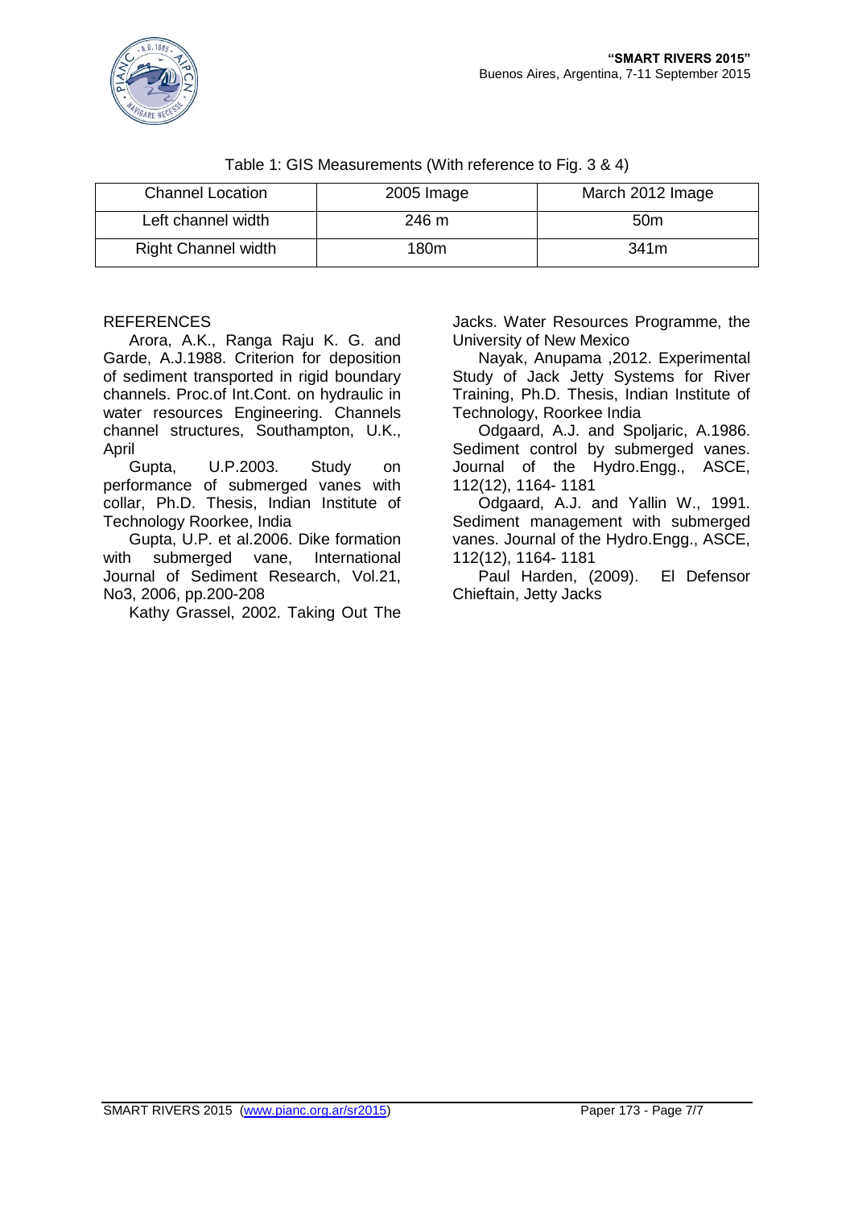Table 1: GIS Measurements (With reference to Fig. 3 & 4)

| Channel Location | 2005 Image | March 2012 Image |
| --- | --- | --- |
| Left channel width | 246 m | 50m |
| Right Channel width | 180m | 341m |

## REFERENCES

Arora, A.K., Ranga Raju K. G. and Garde, A.J.1988. Criterion for deposition of sediment transported in rigid boundary channels. Proc.of Int.Cont. on hydraulic in water resources Engineering. Channels channel structures, Southampton, U.K., April

Gupta, U.P.2003. Study on performance of submerged vanes with collar, Ph.D. Thesis, Indian Institute of Technology Roorkee, India

Gupta, U.P. et al.2006. Dike formation with submerged vane, International Journal of Sediment Research, Vol.21, No3, 2006, pp.200-208

Kathy Grassel, 2002. Taking Out The Jacks. Water Resources Programme, the University of New Mexico

Nayak, Anupama ,2012. Experimental Study of Jack Jetty Systems for River Training, Ph.D. Thesis, Indian Institute of Technology, Roorkee India

Odgaard, A.J. and Spoljaric, A.1986. Sediment control by submerged vanes. Journal of the Hydro.Engg., ASCE, 112(12), 1164- 1181

Odgaard, A.J. and Yallin W., 1991. Sediment management with submerged vanes. Journal of the Hydro.Engg., ASCE, 112(12), 1164- 1181

Paul Harden, (2009). El Defensor Chieftain, Jetty Jacks